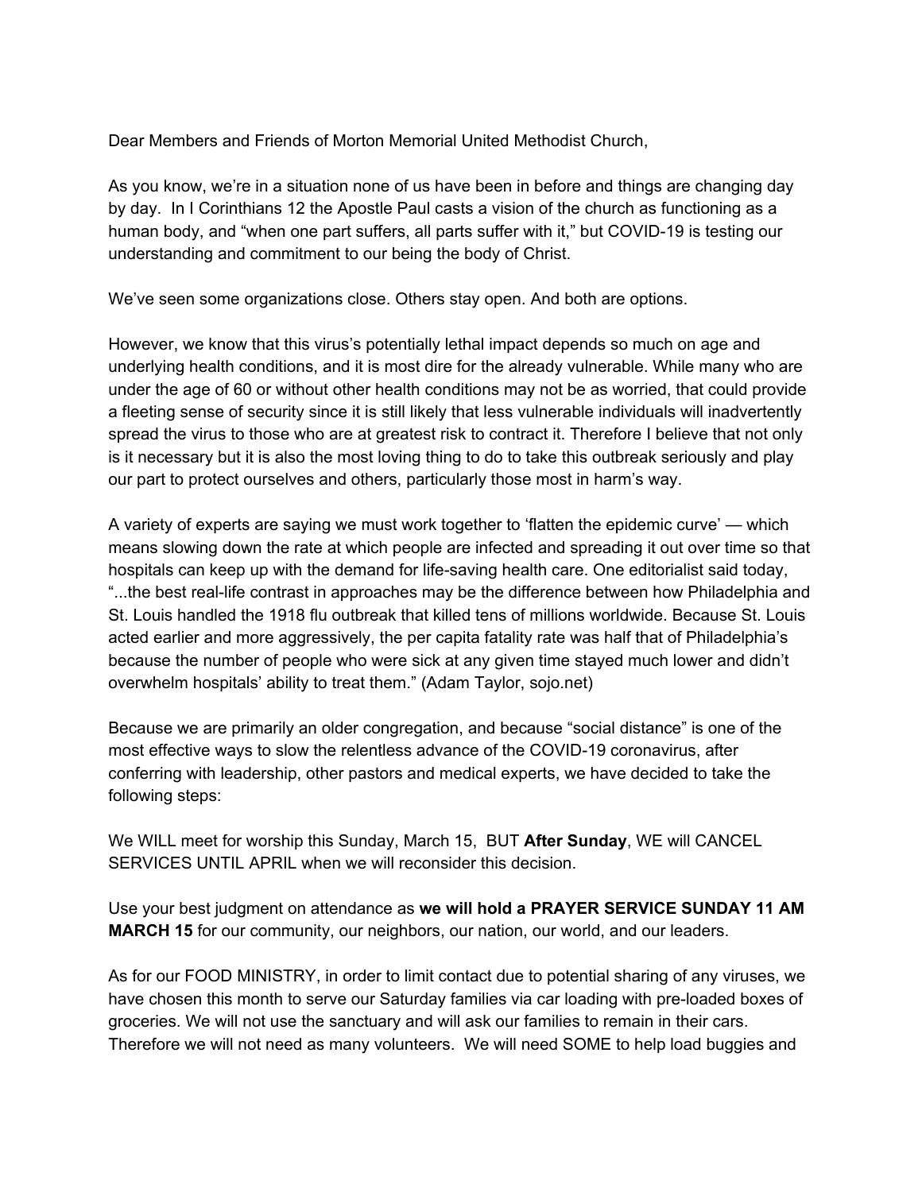Dear Members and Friends of Morton Memorial United Methodist Church,

As you know, we're in a situation none of us have been in before and things are changing day by day. In I Corinthians 12 the Apostle Paul casts a vision of the church as functioning as a human body, and "when one part suffers, all parts suffer with it," but COVID-19 is testing our understanding and commitment to our being the body of Christ.

We've seen some organizations close. Others stay open. And both are options.

However, we know that this virus's potentially lethal impact depends so much on age and underlying health conditions, and it is most dire for the already vulnerable. While many who are under the age of 60 or without other health conditions may not be as worried, that could provide a fleeting sense of security since it is still likely that less vulnerable individuals will inadvertently spread the virus to those who are at greatest risk to contract it. Therefore I believe that not only is it necessary but it is also the most loving thing to do to take this outbreak seriously and play our part to protect ourselves and others, particularly those most in harm's way.

A variety of experts are saying we must work together to 'flatten the epidemic curve' — which means slowing down the rate at which people are infected and spreading it out over time so that hospitals can keep up with the demand for life-saving health care. One editorialist said today, "...the best real-life contrast in approaches may be the difference between how Philadelphia and St. Louis handled the 1918 flu outbreak that killed tens of millions worldwide. Because St. Louis acted earlier and more aggressively, the per capita fatality rate was half that of Philadelphia's because the number of people who were sick at any given time stayed much lower and didn't overwhelm hospitals' ability to treat them." (Adam Taylor, sojo.net)

Because we are primarily an older congregation, and because "social distance" is one of the most effective ways to slow the relentless advance of the COVID-19 coronavirus, after conferring with leadership, other pastors and medical experts, we have decided to take the following steps:

We WILL meet for worship this Sunday, March 15, BUT **After Sunday**, WE will CANCEL SERVICES UNTIL APRIL when we will reconsider this decision.

Use your best judgment on attendance as **we will hold a PRAYER SERVICE SUNDAY 11 AM MARCH 15** for our community, our neighbors, our nation, our world, and our leaders.

As for our FOOD MINISTRY, in order to limit contact due to potential sharing of any viruses, we have chosen this month to serve our Saturday families via car loading with pre-loaded boxes of groceries. We will not use the sanctuary and will ask our families to remain in their cars. Therefore we will not need as many volunteers. We will need SOME to help load buggies and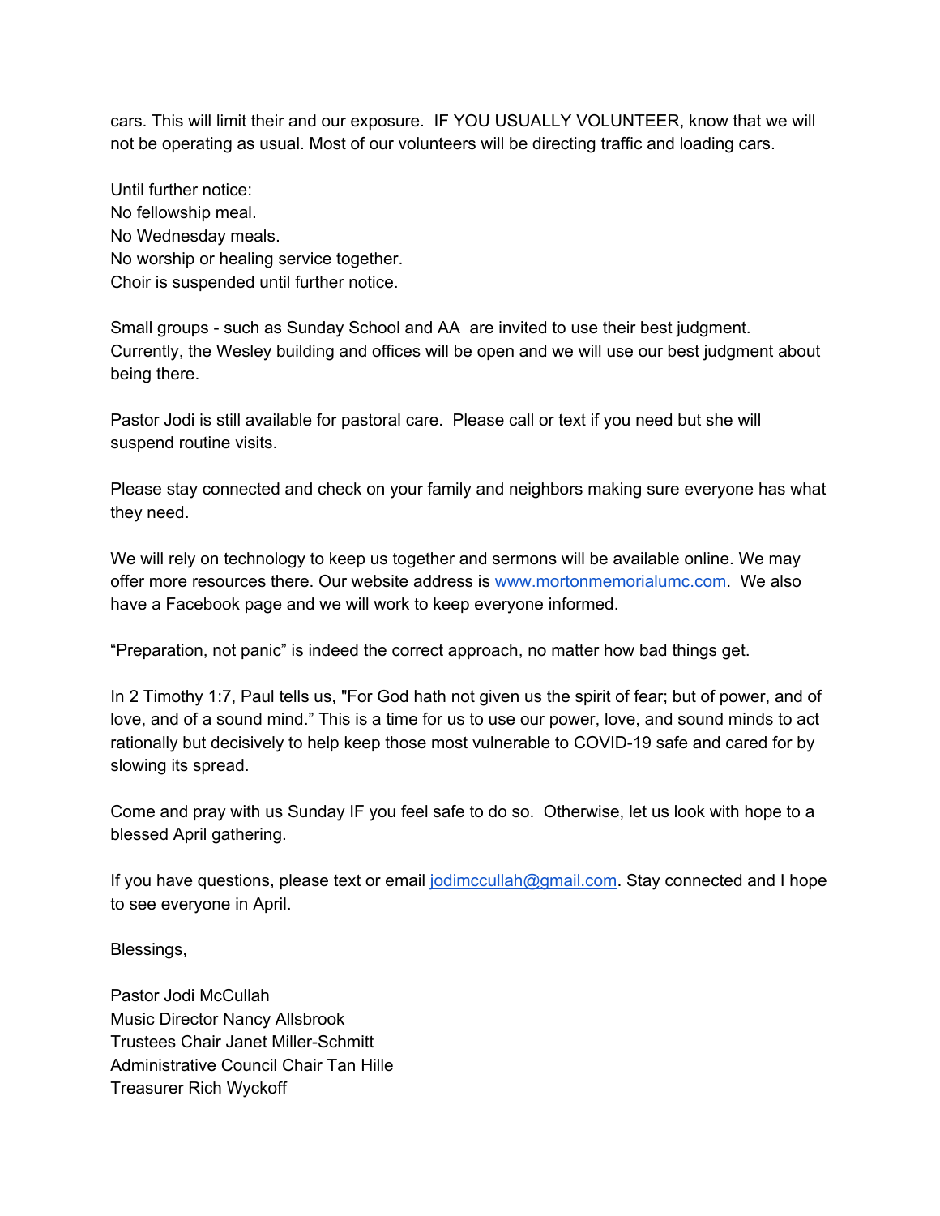cars. This will limit their and our exposure. IF YOU USUALLY VOLUNTEER, know that we will not be operating as usual. Most of our volunteers will be directing traffic and loading cars.

Until further notice:
No fellowship meal.
No Wednesday meals.
No worship or healing service together.
Choir is suspended until further notice.

Small groups - such as Sunday School and AA are invited to use their best judgment. Currently, the Wesley building and offices will be open and we will use our best judgment about being there.

Pastor Jodi is still available for pastoral care. Please call or text if you need but she will suspend routine visits.

Please stay connected and check on your family and neighbors making sure everyone has what they need.

We will rely on technology to keep us together and sermons will be available online. We may offer more resources there. Our website address is [www.mortonmemorialumc.com](http://www.mortonmemorialumc.com). We also have a Facebook page and we will work to keep everyone informed.

"Preparation, not panic" is indeed the correct approach, no matter how bad things get.

In 2 Timothy 1:7, Paul tells us, "For God hath not given us the spirit of fear; but of power, and of love, and of a sound mind." This is a time for us to use our power, love, and sound minds to act rationally but decisively to help keep those most vulnerable to COVID-19 safe and cared for by slowing its spread.

Come and pray with us Sunday IF you feel safe to do so. Otherwise, let us look with hope to a blessed April gathering.

If you have questions, please text or email [jodimccullah@gmail.com](mailto:jodimccullah@gmail.com). Stay connected and I hope to see everyone in April.

Blessings,

Pastor Jodi McCullah
Music Director Nancy Allsbrook
Trustees Chair Janet Miller-Schmitt
Administrative Council Chair Tan Hille
Treasurer Rich Wyckoff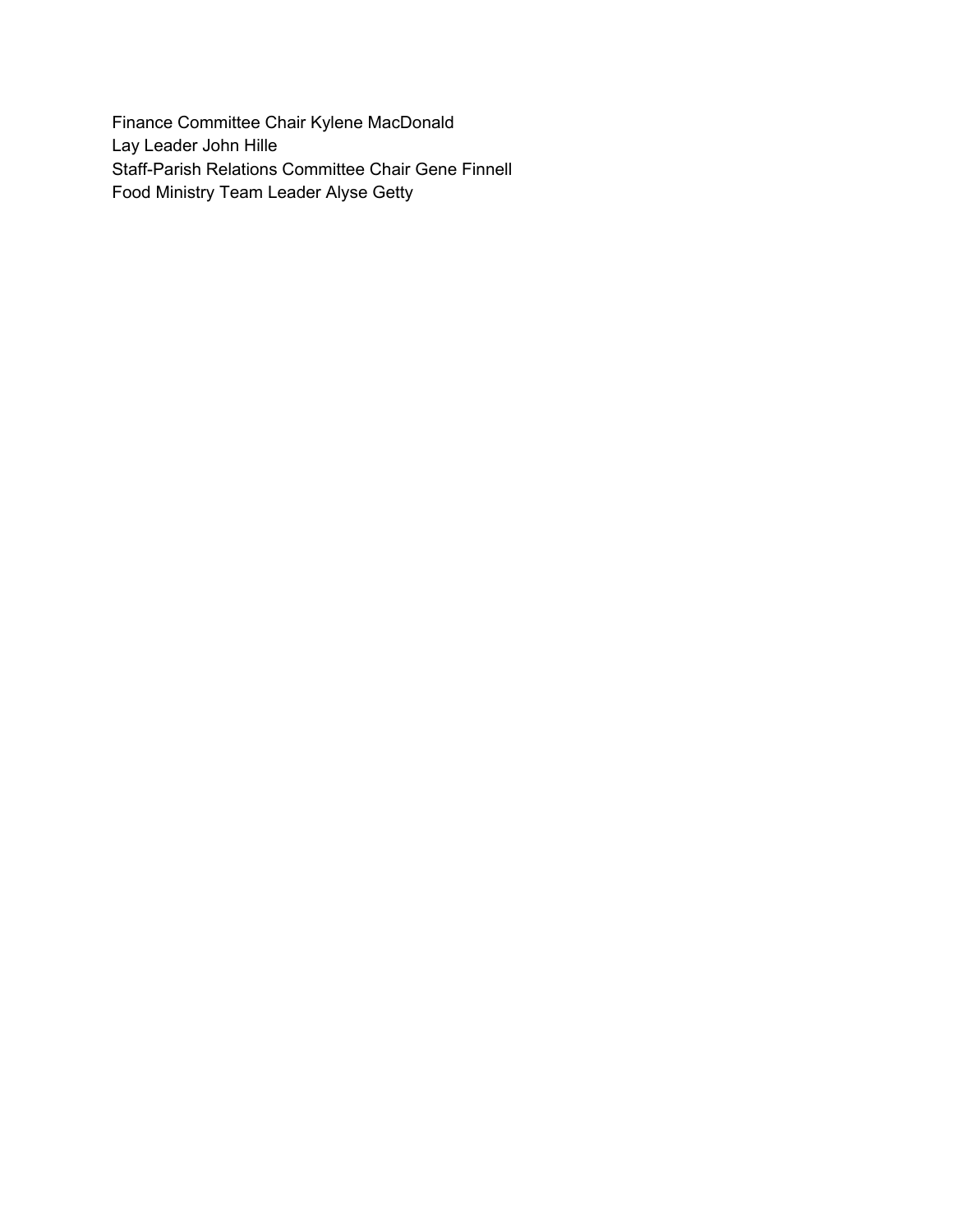Finance Committee Chair Kylene MacDonald
Lay Leader John Hille
Staff-Parish Relations Committee Chair Gene Finnell
Food Ministry Team Leader Alyse Getty